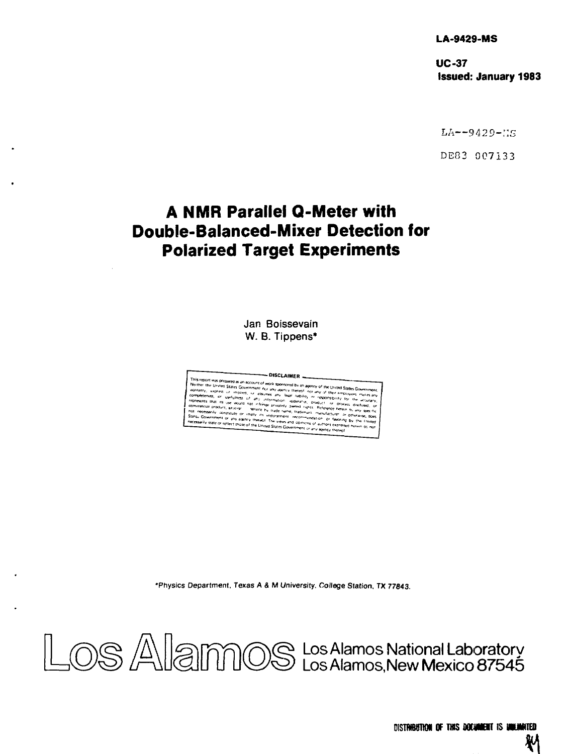**LA-9429-MS**

**UC-37**
**Issued: January 1983**

LA--9429-MS

DE83 007133

# A NMR Parallel Q-Meter with Double-Balanced-Mixer Detection for Polarized Target Experiments

Jan Boissevain
W. B. Tippens*

**DISCLAIMER**

This report was prepared as an account of work sponsored by an agency of the United States Government. Neither the United States Government nor any agency thereof, nor any of their employees, makes any warranty, express or implied, or assumes any legal liability or responsibility for the accuracy, completeness, or usefulness of any information, apparatus, product, or process disclosed, or represents that its use would not infringe privately owned rights. Reference herein to any specific commercial product, process, or service by trade name, trademark, manufacturer, or otherwise, does not necessarily constitute or imply its endorsement, recommendation, or favoring by the United States Government or any agency thereof. The views and opinions of authors expressed herein do not necessarily state or reflect those of the United States Government or any agency thereof.

*Physics Department, Texas A & M University, College Station, TX 77843.

Los Alamos National Laboratory
Los Alamos, New Mexico 87545

DISTRIBUTION OF THIS DOCUMENT IS UNLIMITED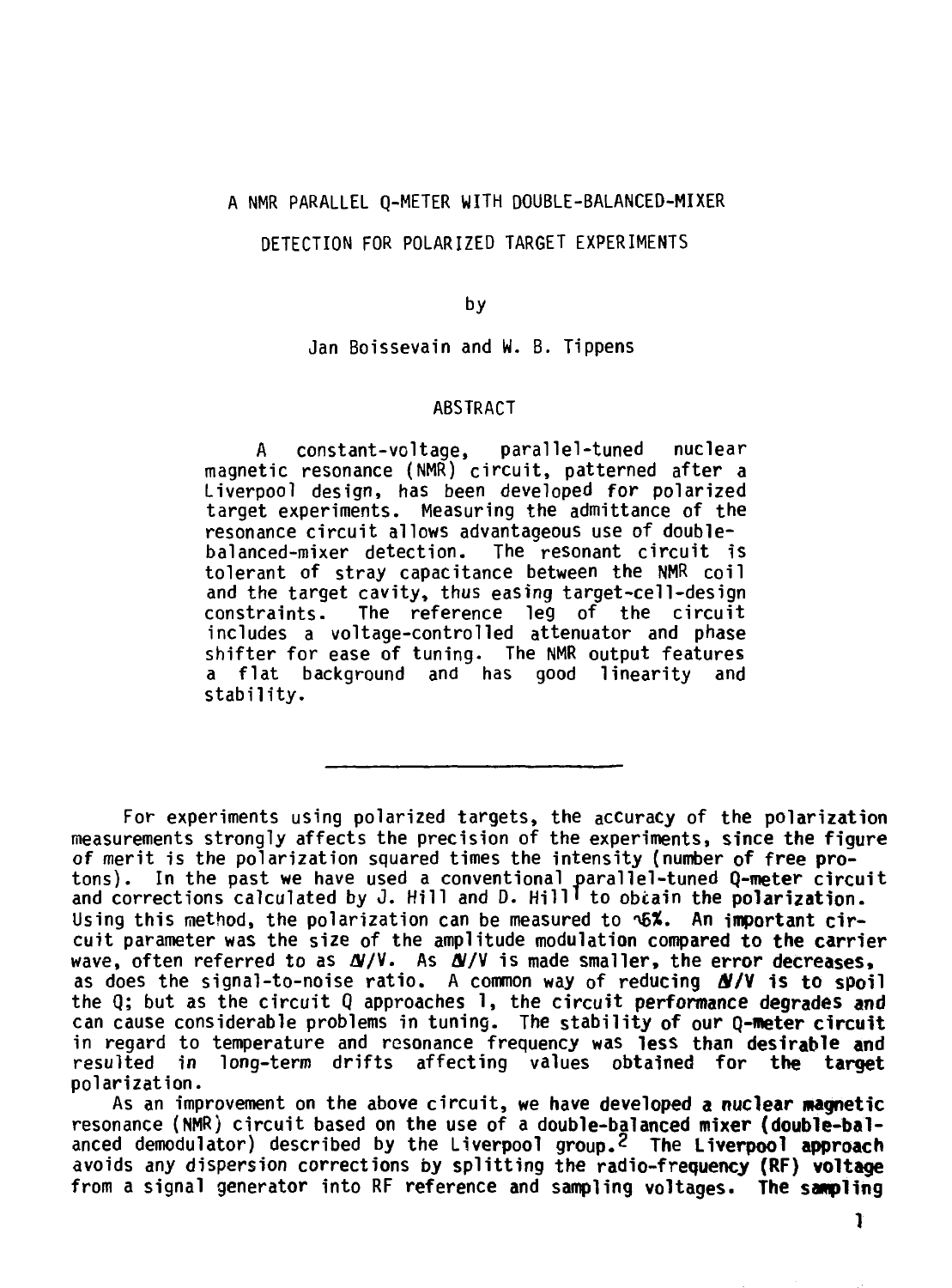# A NMR PARALLEL Q-METER WITH DOUBLE-BALANCED-MIXER DETECTION FOR POLARIZED TARGET EXPERIMENTS

by

Jan Boissevain and W. B. Tippens

## ABSTRACT

A constant-voltage, parallel-tuned nuclear magnetic resonance (NMR) circuit, patterned after a Liverpool design, has been developed for polarized target experiments. Measuring the admittance of the resonance circuit allows advantageous use of double-balanced-mixer detection. The resonant circuit is tolerant of stray capacitance between the NMR coil and the target cavity, thus easing target-cell-design constraints. The reference leg of the circuit includes a voltage-controlled attenuator and phase shifter for ease of tuning. The NMR output features a flat background and has good linearity and stability.

---

For experiments using polarized targets, the accuracy of the polarization measurements strongly affects the precision of the experiments, since the figure of merit is the polarization squared times the intensity (number of free protons). In the past we have used a conventional parallel-tuned Q-meter circuit and corrections calculated by J. Hill and D. Hill[1] to obtain the polarization. Using this method, the polarization can be measured to $\sim 5\%$. An important circuit parameter was the size of the amplitude modulation compared to the carrier wave, often referred to as $\Delta V/V$. As $\Delta V/V$ is made smaller, the error decreases, as does the signal-to-noise ratio. A common way of reducing $\Delta V/V$ is to spoil the Q; but as the circuit Q approaches 1, the circuit performance degrades and can cause considerable problems in tuning. The stability of our Q-meter circuit in regard to temperature and resonance frequency was less than desirable and resulted in long-term drifts affecting values obtained for the target polarization.

As an improvement on the above circuit, we have developed a nuclear magnetic resonance (NMR) circuit based on the use of a double-balanced mixer (double-balanced demodulator) described by the Liverpool group.[2] The Liverpool approach avoids any dispersion corrections by splitting the radio-frequency (RF) voltage from a signal generator into RF reference and sampling voltages. The sampling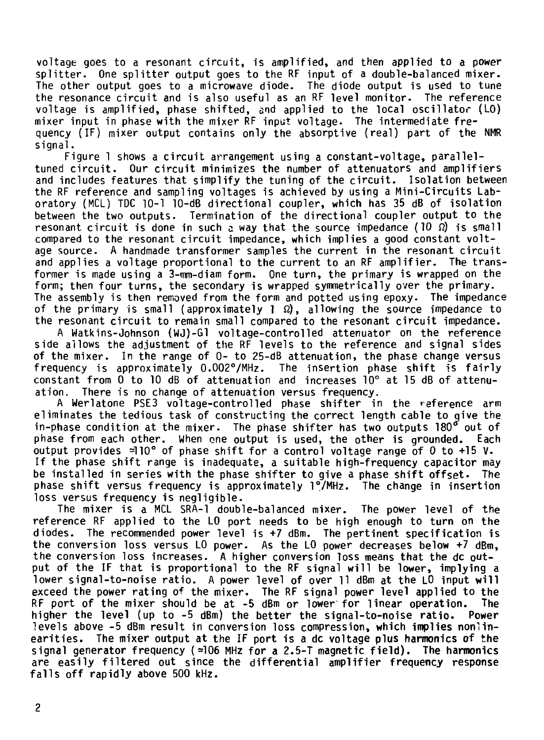voltage goes to a resonant circuit, is amplified, and then applied to a power splitter. One splitter output goes to the RF input of a double-balanced mixer. The other output goes to a microwave diode. The diode output is used to tune the resonance circuit and is also useful as an RF level monitor. The reference voltage is amplified, phase shifted, and applied to the local oscillator (LO) mixer input in phase with the mixer RF input voltage. The intermediate frequency (IF) mixer output contains only the absorptive (real) part of the NMR signal.

Figure 1 shows a circuit arrangement using a constant-voltage, parallel-tuned circuit. Our circuit minimizes the number of attenuators and amplifiers and includes features that simplify the tuning of the circuit. Isolation between the RF reference and sampling voltages is achieved by using a Mini-Circuits Laboratory (MCL) TDC 10-1 10-dB directional coupler, which has 35 dB of isolation between the two outputs. Termination of the directional coupler output to the resonant circuit is done in such a way that the source impedance (10 $\Omega$) is small compared to the resonant circuit impedance, which implies a good constant voltage source. A handmade transformer samples the current in the resonant circuit and applies a voltage proportional to the current to an RF amplifier. The transformer is made using a 3-mm-diam form. One turn, the primary is wrapped on the form; then four turns, the secondary is wrapped symmetrically over the primary. The assembly is then removed from the form and potted using epoxy. The impedance of the primary is small (approximately 1 $\Omega$), allowing the source impedance to the resonant circuit to remain small compared to the resonant circuit impedance.

A Watkins-Johnson (WJ)-G1 voltage-controlled attenuator on the reference side allows the adjustment of the RF levels to the reference and signal sides of the mixer. In the range of 0- to 25-dB attenuation, the phase change versus frequency is approximately 0.002°/MHz. The insertion phase shift is fairly constant from 0 to 10 dB of attenuation and increases 10° at 15 dB of attenuation. There is no change of attenuation versus frequency.

A Werlatone PSE3 voltage-controlled phase shifter in the reference arm eliminates the tedious task of constructing the correct length cable to give the in-phase condition at the mixer. The phase shifter has two outputs 180° out of phase from each other. When one output is used, the other is grounded. Each output provides ≈110° of phase shift for a control voltage range of 0 to +15 V. If the phase shift range is inadequate, a suitable high-frequency capacitor may be installed in series with the phase shifter to give a phase shift offset. The phase shift versus frequency is approximately 1°/MHz. The change in insertion loss versus frequency is negligible.

The mixer is a MCL SRA-1 double-balanced mixer. The power level of the reference RF applied to the LO port needs to be high enough to turn on the diodes. The recommended power level is +7 dBm. The pertinent specification is the conversion loss versus LO power. As the LO power decreases below +7 dBm, the conversion loss increases. A higher conversion loss means that the dc output of the IF that is proportional to the RF signal will be lower, implying a lower signal-to-noise ratio. A power level of over 11 dBm at the LO input will exceed the power rating of the mixer. The RF signal power level applied to the RF port of the mixer should be at -5 dBm or lower for linear operation. The higher the level (up to -5 dBm) the better the signal-to-noise ratio. Power levels above -5 dBm result in conversion loss compression, which implies nonlinearities. The mixer output at the IF port is a dc voltage plus harmonics of the signal generator frequency (≈106 MHz for a 2.5-T magnetic field). The harmonics are easily filtered out since the differential amplifier frequency response falls off rapidly above 500 kHz.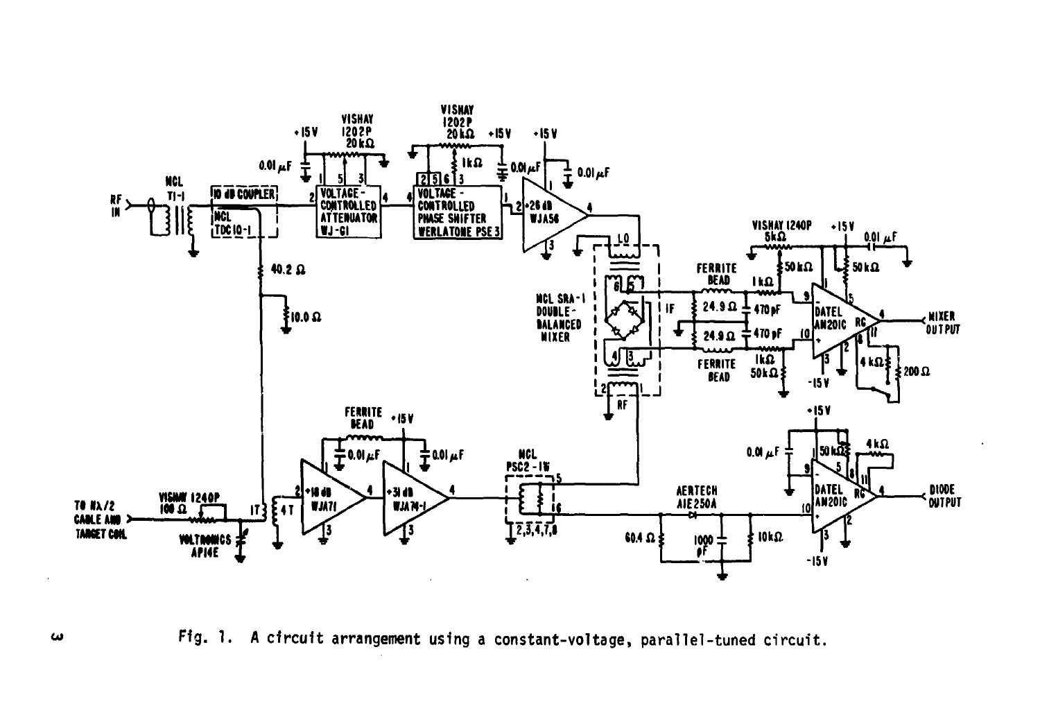Fig. 1. A circuit arrangement using a constant-voltage, parallel-tuned circuit.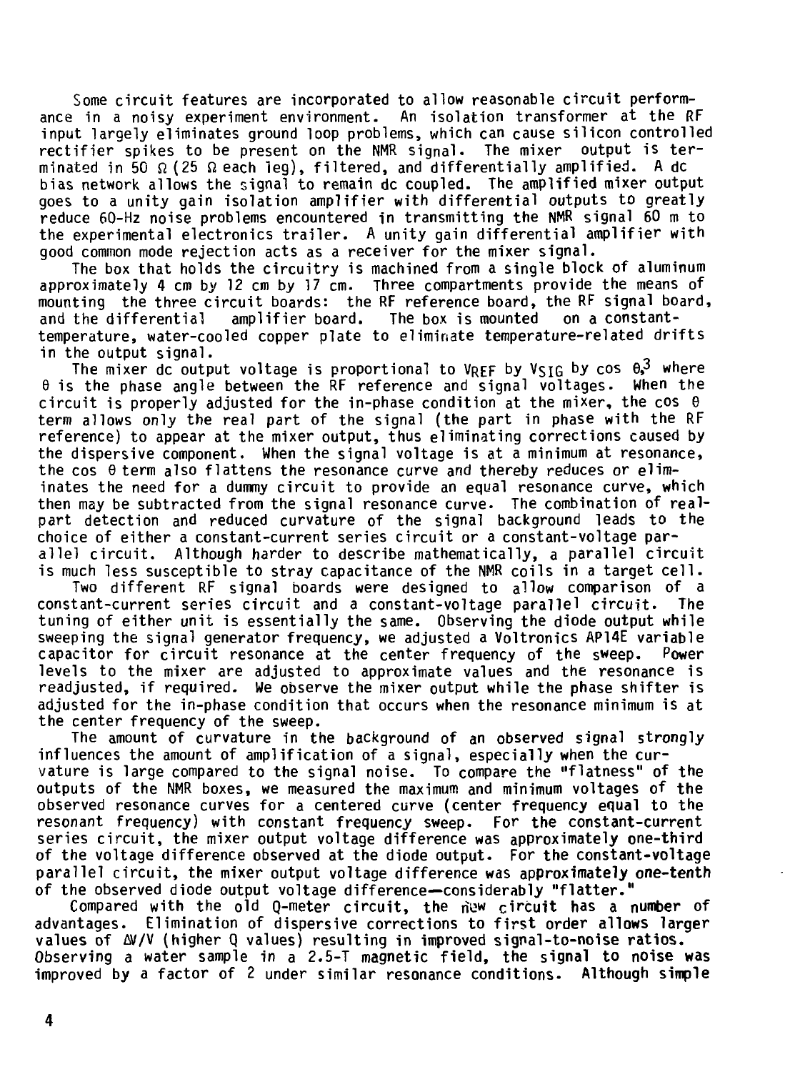Some circuit features are incorporated to allow reasonable circuit performance in a noisy experiment environment. An isolation transformer at the RF input largely eliminates ground loop problems, which can cause silicon controlled rectifier spikes to be present on the NMR signal. The mixer output is terminated in 50 Ω (25 Ω each leg), filtered, and differentially amplified. A dc bias network allows the signal to remain dc coupled. The amplified mixer output goes to a unity gain isolation amplifier with differential outputs to greatly reduce 60-Hz noise problems encountered in transmitting the NMR signal 60 m to the experimental electronics trailer. A unity gain differential amplifier with good common mode rejection acts as a receiver for the mixer signal.

The box that holds the circuitry is machined from a single block of aluminum approximately 4 cm by 12 cm by 17 cm. Three compartments provide the means of mounting the three circuit boards: the RF reference board, the RF signal board, and the differential amplifier board. The box is mounted on a constant-temperature, water-cooled copper plate to eliminate temperature-related drifts in the output signal.

The mixer dc output voltage is proportional to $V_{REF}$ by $V_{SIG}$ by $\cos\theta$,[3] where $\theta$ is the phase angle between the RF reference and signal voltages. When the circuit is properly adjusted for the in-phase condition at the mixer, the $\cos\theta$ term allows only the real part of the signal (the part in phase with the RF reference) to appear at the mixer output, thus eliminating corrections caused by the dispersive component. When the signal voltage is at a minimum at resonance, the $\cos\theta$ term also flattens the resonance curve and thereby reduces or eliminates the need for a dummy circuit to provide an equal resonance curve, which then may be subtracted from the signal resonance curve. The combination of real-part detection and reduced curvature of the signal background leads to the choice of either a constant-current series circuit or a constant-voltage parallel circuit. Although harder to describe mathematically, a parallel circuit is much less susceptible to stray capacitance of the NMR coils in a target cell.

Two different RF signal boards were designed to allow comparison of a constant-current series circuit and a constant-voltage parallel circuit. The tuning of either unit is essentially the same. Observing the diode output while sweeping the signal generator frequency, we adjusted a Voltronics AP14E variable capacitor for circuit resonance at the center frequency of the sweep. Power levels to the mixer are adjusted to approximate values and the resonance is readjusted, if required. We observe the mixer output while the phase shifter is adjusted for the in-phase condition that occurs when the resonance minimum is at the center frequency of the sweep.

The amount of curvature in the background of an observed signal strongly influences the amount of amplification of a signal, especially when the curvature is large compared to the signal noise. To compare the "flatness" of the outputs of the NMR boxes, we measured the maximum and minimum voltages of the observed resonance curves for a centered curve (center frequency equal to the resonant frequency) with constant frequency sweep. For the constant-current series circuit, the mixer output voltage difference was approximately one-third of the voltage difference observed at the diode output. For the constant-voltage parallel circuit, the mixer output voltage difference was approximately one-tenth of the observed diode output voltage difference—considerably "flatter."

Compared with the old Q-meter circuit, the new circuit has a number of advantages. Elimination of dispersive corrections to first order allows larger values of $\Delta V/V$ (higher Q values) resulting in improved signal-to-noise ratios. Observing a water sample in a 2.5-T magnetic field, the signal to noise was improved by a factor of 2 under similar resonance conditions. Although simple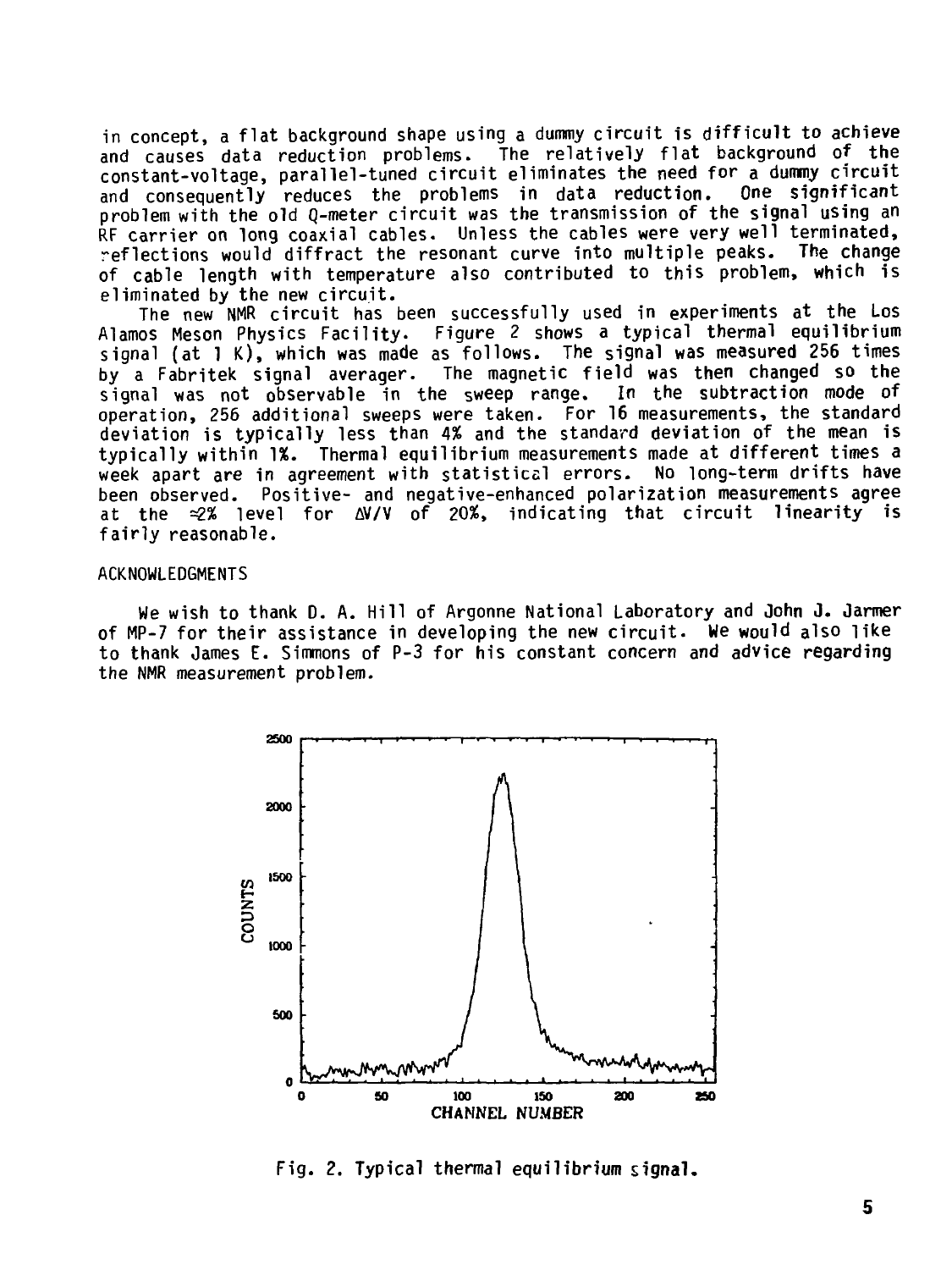in concept, a flat background shape using a dummy circuit is difficult to achieve and causes data reduction problems. The relatively flat background of the constant-voltage, parallel-tuned circuit eliminates the need for a dummy circuit and consequently reduces the problems in data reduction. One significant problem with the old Q-meter circuit was the transmission of the signal using an RF carrier on long coaxial cables. Unless the cables were very well terminated, reflections would diffract the resonant curve into multiple peaks. The change of cable length with temperature also contributed to this problem, which is eliminated by the new circuit.

The new NMR circuit has been successfully used in experiments at the Los Alamos Meson Physics Facility. Figure 2 shows a typical thermal equilibrium signal (at 1 K), which was made as follows. The signal was measured 256 times by a Fabritek signal averager. The magnetic field was then changed so the signal was not observable in the sweep range. In the subtraction mode of operation, 256 additional sweeps were taken. For 16 measurements, the standard deviation is typically less than 4% and the standard deviation of the mean is typically within 1%. Thermal equilibrium measurements made at different times a week apart are in agreement with statistical errors. No long-term drifts have been observed. Positive- and negative-enhanced polarization measurements agree at the ≈2% level for $\Delta V/V$ of 20%, indicating that circuit linearity is fairly reasonable.

## ACKNOWLEDGMENTS

We wish to thank D. A. Hill of Argonne National Laboratory and John J. Jarmer of MP-7 for their assistance in developing the new circuit. We would also like to thank James E. Simmons of P-3 for his constant concern and advice regarding the NMR measurement problem.

Fig. 2. Typical thermal equilibrium signal.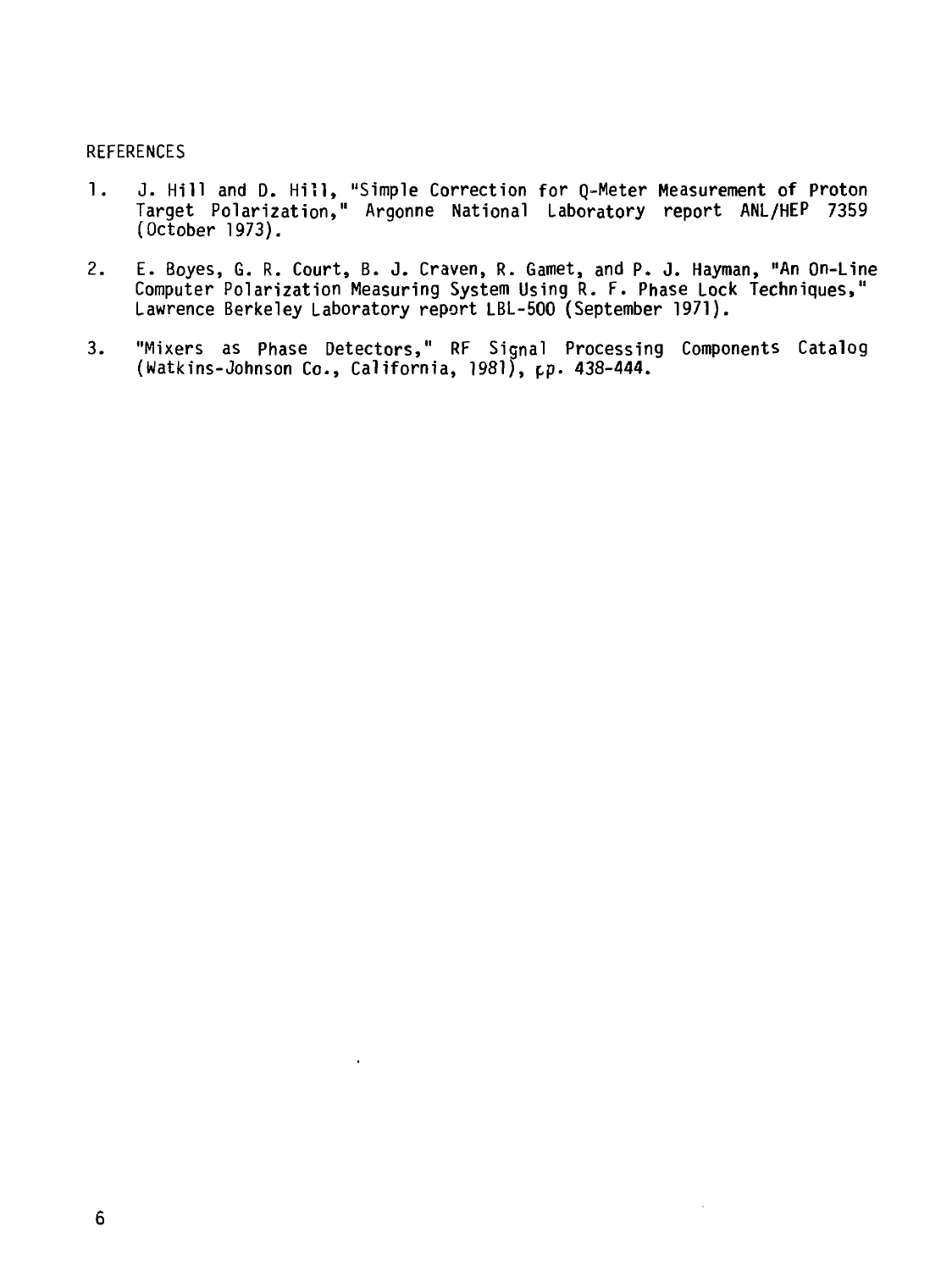REFERENCES

1. J. Hill and D. Hill, "Simple Correction for Q-Meter Measurement of Proton Target Polarization," Argonne National Laboratory report ANL/HEP 7359 (October 1973).

2. E. Boyes, G. R. Court, B. J. Craven, R. Gamet, and P. J. Hayman, "An On-Line Computer Polarization Measuring System Using R. F. Phase Lock Techniques," Lawrence Berkeley Laboratory report LBL-500 (September 1971).

3. "Mixers as Phase Detectors," RF Signal Processing Components Catalog (Watkins-Johnson Co., California, 1981), pp. 438-444.